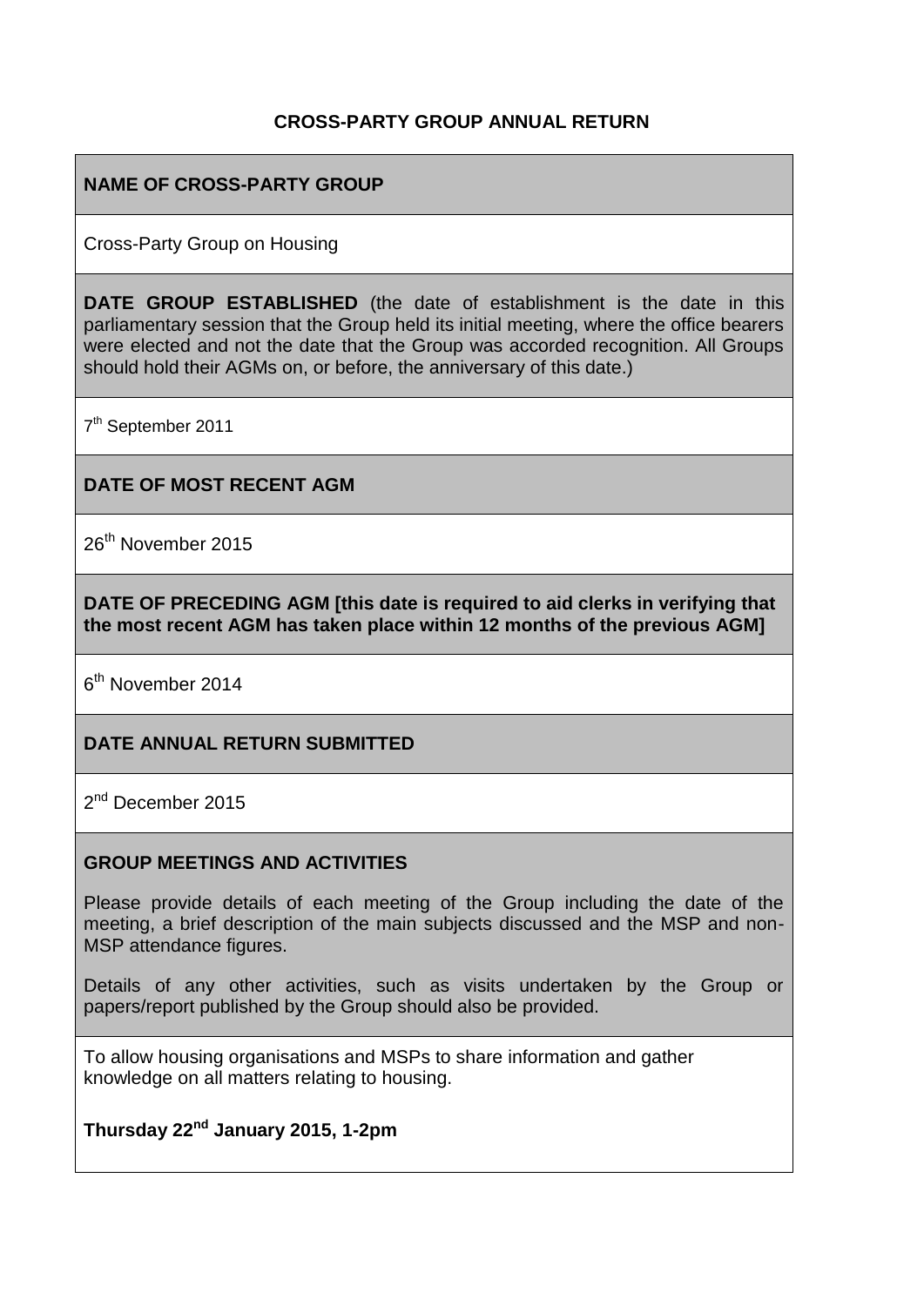# CROSS-PARTY GROUP ANNUAL RETURN

## NAME OF CROSS-PARTY GROUP

Cross-Party Group on Housing

## DATE GROUP ESTABLISHED

**DATE GROUP ESTABLISHED** (the date of establishment is the date in this parliamentary session that the Group held its initial meeting, where the office bearers were elected and not the date that the Group was accorded recognition. All Groups should hold their AGMs on, or before, the anniversary of this date.)

7th September 2011

## DATE OF MOST RECENT AGM

26th November 2015

## DATE OF PRECEDING AGM [this date is required to aid clerks in verifying that the most recent AGM has taken place within 12 months of the previous AGM]

6th November 2014

## DATE ANNUAL RETURN SUBMITTED

2nd December 2015

## GROUP MEETINGS AND ACTIVITIES

Please provide details of each meeting of the Group including the date of the meeting, a brief description of the main subjects discussed and the MSP and non-MSP attendance figures.

Details of any other activities, such as visits undertaken by the Group or papers/report published by the Group should also be provided.

To allow housing organisations and MSPs to share information and gather knowledge on all matters relating to housing.

**Thursday 22nd January 2015, 1-2pm**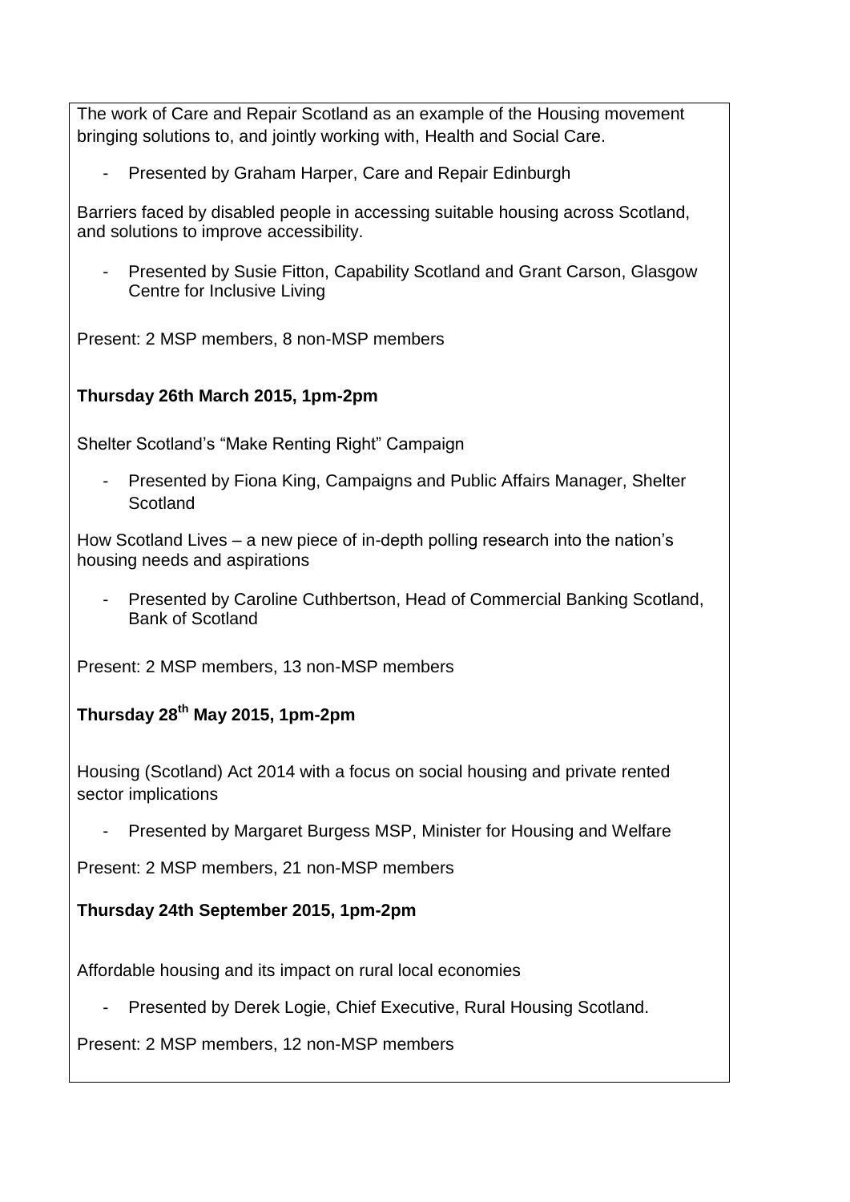The work of Care and Repair Scotland as an example of the Housing movement bringing solutions to, and jointly working with, Health and Social Care.

- Presented by Graham Harper, Care and Repair Edinburgh

Barriers faced by disabled people in accessing suitable housing across Scotland, and solutions to improve accessibility.

- Presented by Susie Fitton, Capability Scotland and Grant Carson, Glasgow Centre for Inclusive Living

Present: 2 MSP members, 8 non-MSP members

**Thursday 26th March 2015, 1pm-2pm**

Shelter Scotland's "Make Renting Right" Campaign

- Presented by Fiona King, Campaigns and Public Affairs Manager, Shelter Scotland

How Scotland Lives – a new piece of in-depth polling research into the nation's housing needs and aspirations

- Presented by Caroline Cuthbertson, Head of Commercial Banking Scotland, Bank of Scotland

Present: 2 MSP members, 13 non-MSP members

**Thursday 28th May 2015, 1pm-2pm**

Housing (Scotland) Act 2014 with a focus on social housing and private rented sector implications

- Presented by Margaret Burgess MSP, Minister for Housing and Welfare

Present: 2 MSP members, 21 non-MSP members

**Thursday 24th September 2015, 1pm-2pm**

Affordable housing and its impact on rural local economies

- Presented by Derek Logie, Chief Executive, Rural Housing Scotland.

Present: 2 MSP members, 12 non-MSP members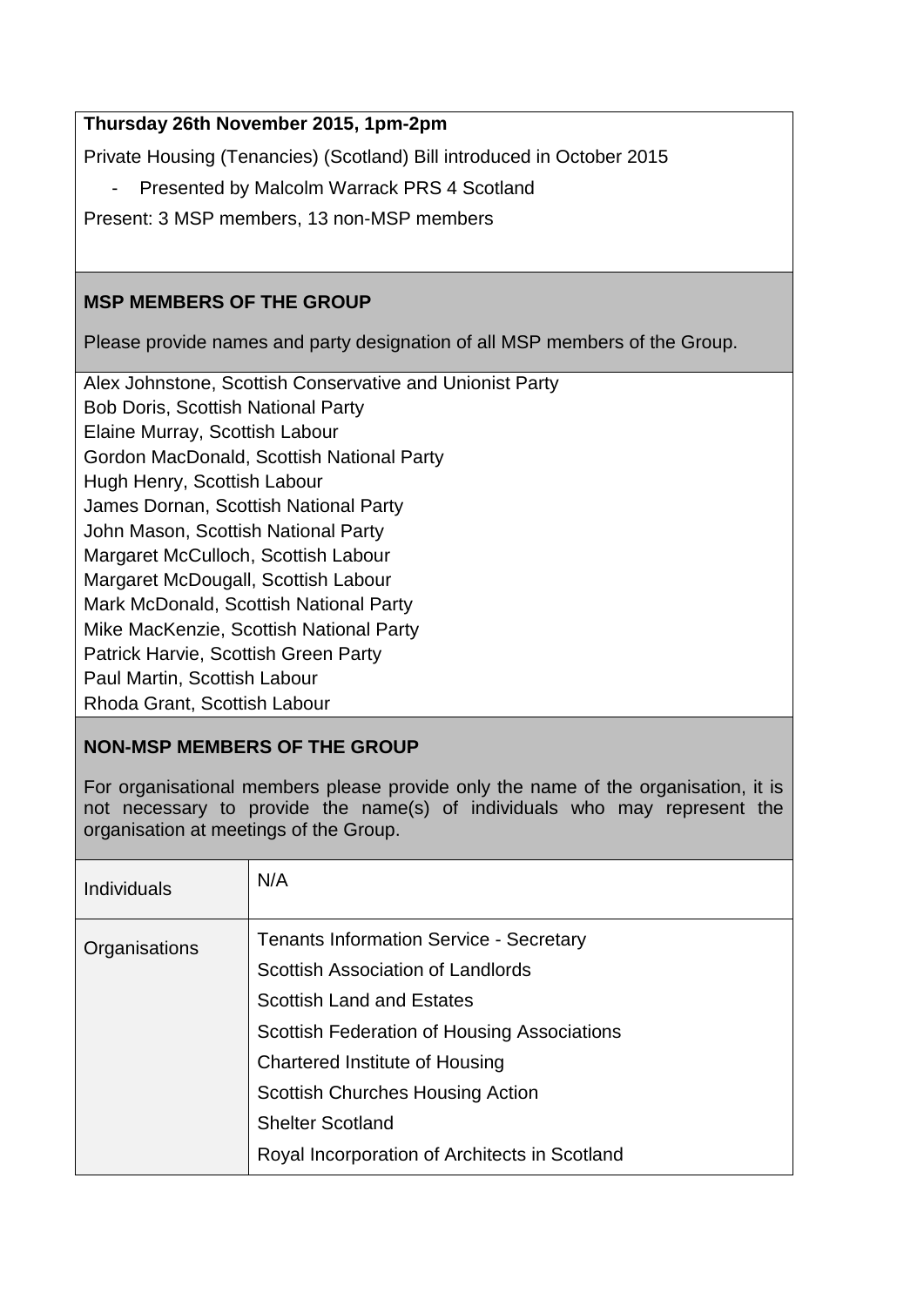**Thursday 26th November 2015, 1pm-2pm**

Private Housing (Tenancies) (Scotland) Bill introduced in October 2015

- Presented by Malcolm Warrack PRS 4 Scotland

Present: 3 MSP members, 13 non-MSP members

## MSP MEMBERS OF THE GROUP

Please provide names and party designation of all MSP members of the Group.

Alex Johnstone, Scottish Conservative and Unionist Party
Bob Doris, Scottish National Party
Elaine Murray, Scottish Labour
Gordon MacDonald, Scottish National Party
Hugh Henry, Scottish Labour
James Dornan, Scottish National Party
John Mason, Scottish National Party
Margaret McCulloch, Scottish Labour
Margaret McDougall, Scottish Labour
Mark McDonald, Scottish National Party
Mike MacKenzie, Scottish National Party
Patrick Harvie, Scottish Green Party
Paul Martin, Scottish Labour
Rhoda Grant, Scottish Labour

## NON-MSP MEMBERS OF THE GROUP

For organisational members please provide only the name of the organisation, it is not necessary to provide the name(s) of individuals who may represent the organisation at meetings of the Group.

| | |
|---|---|
| Individuals | N/A |
| Organisations | Tenants Information Service - Secretary<br>Scottish Association of Landlords<br>Scottish Land and Estates<br>Scottish Federation of Housing Associations<br>Chartered Institute of Housing<br>Scottish Churches Housing Action<br>Shelter Scotland<br>Royal Incorporation of Architects in Scotland |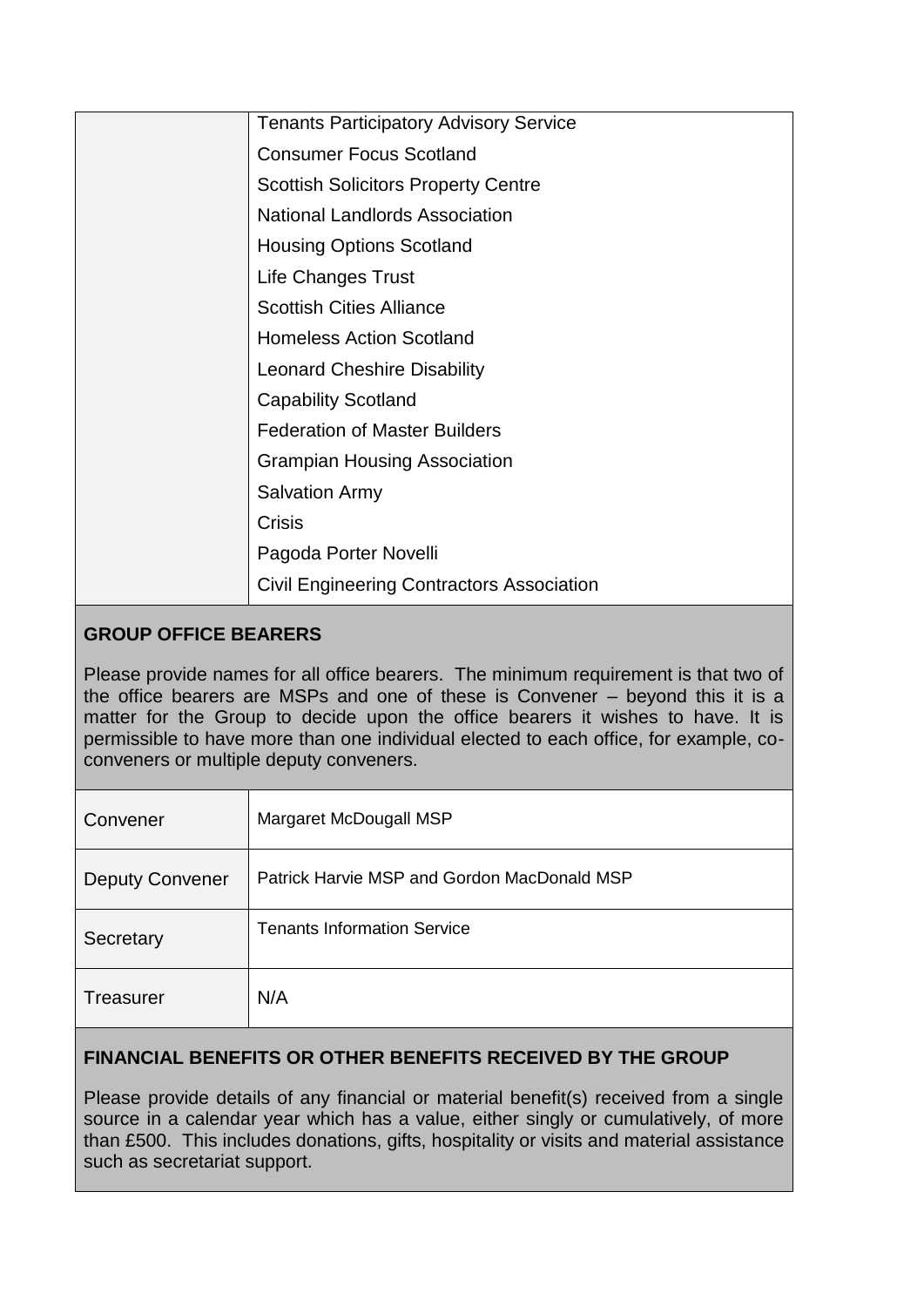| | |
|---|---|
| | Tenants Participatory Advisory Service |
| | Consumer Focus Scotland |
| | Scottish Solicitors Property Centre |
| | National Landlords Association |
| | Housing Options Scotland |
| | Life Changes Trust |
| | Scottish Cities Alliance |
| | Homeless Action Scotland |
| | Leonard Cheshire Disability |
| | Capability Scotland |
| | Federation of Master Builders |
| | Grampian Housing Association |
| | Salvation Army |
| | Crisis |
| | Pagoda Porter Novelli |
| | Civil Engineering Contractors Association |

**GROUP OFFICE BEARERS**

Please provide names for all office bearers. The minimum requirement is that two of the office bearers are MSPs and one of these is Convener – beyond this it is a matter for the Group to decide upon the office bearers it wishes to have. It is permissible to have more than one individual elected to each office, for example, co-conveners or multiple deputy conveners.

| | |
|---|---|
| Convener | Margaret McDougall MSP |
| Deputy Convener | Patrick Harvie MSP and Gordon MacDonald MSP |
| Secretary | Tenants Information Service |
| Treasurer | N/A |

**FINANCIAL BENEFITS OR OTHER BENEFITS RECEIVED BY THE GROUP**

Please provide details of any financial or material benefit(s) received from a single source in a calendar year which has a value, either singly or cumulatively, of more than £500. This includes donations, gifts, hospitality or visits and material assistance such as secretariat support.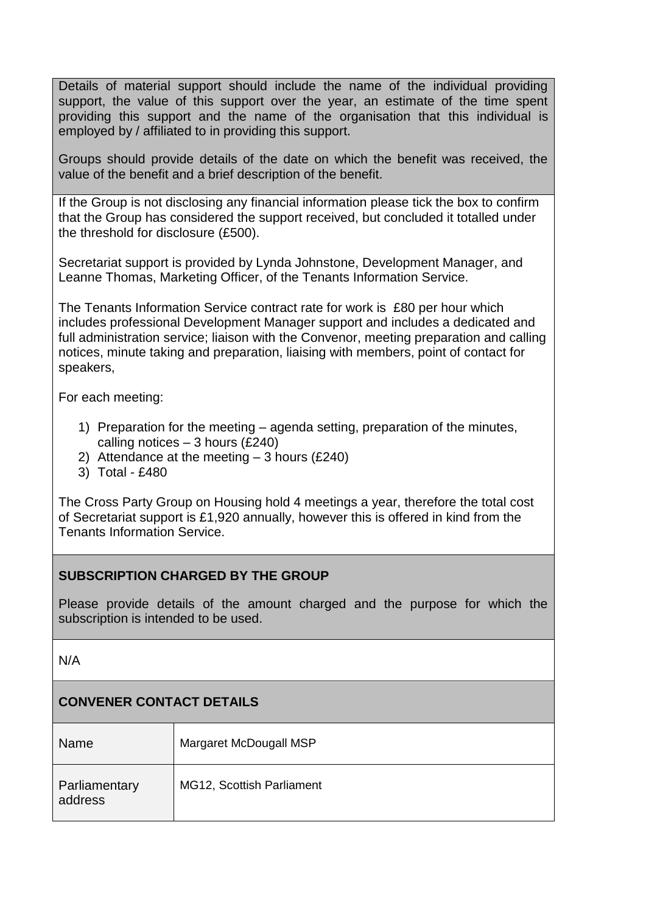Details of material support should include the name of the individual providing support, the value of this support over the year, an estimate of the time spent providing this support and the name of the organisation that this individual is employed by / affiliated to in providing this support.

Groups should provide details of the date on which the benefit was received, the value of the benefit and a brief description of the benefit.

If the Group is not disclosing any financial information please tick the box to confirm that the Group has considered the support received, but concluded it totalled under the threshold for disclosure (£500).

Secretariat support is provided by Lynda Johnstone, Development Manager, and Leanne Thomas, Marketing Officer, of the Tenants Information Service.

The Tenants Information Service contract rate for work is £80 per hour which includes professional Development Manager support and includes a dedicated and full administration service; liaison with the Convenor, meeting preparation and calling notices, minute taking and preparation, liaising with members, point of contact for speakers,

For each meeting:

1) Preparation for the meeting – agenda setting, preparation of the minutes, calling notices – 3 hours (£240)
2) Attendance at the meeting – 3 hours (£240)
3) Total - £480

The Cross Party Group on Housing hold 4 meetings a year, therefore the total cost of Secretariat support is £1,920 annually, however this is offered in kind from the Tenants Information Service.

## SUBSCRIPTION CHARGED BY THE GROUP

Please provide details of the amount charged and the purpose for which the subscription is intended to be used.

N/A

## CONVENER CONTACT DETAILS

| | |
|---|---|
| Name | Margaret McDougall MSP |
| Parliamentary address | MG12, Scottish Parliament |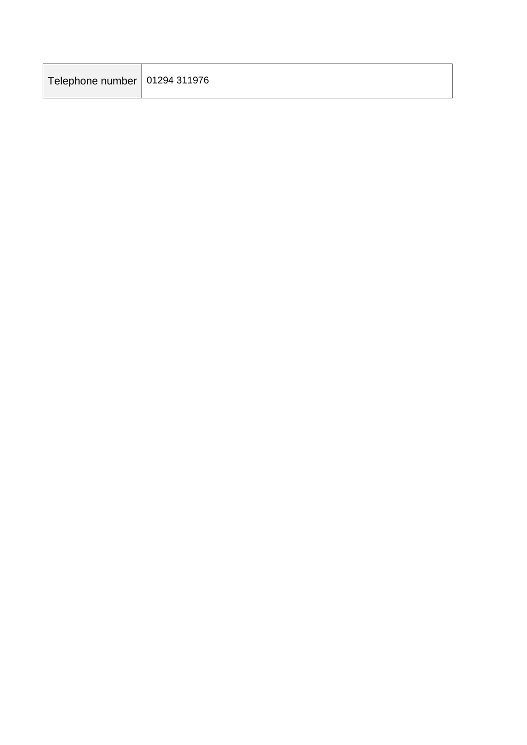| | |
|---|---|
| Telephone number | 01294 311976 |